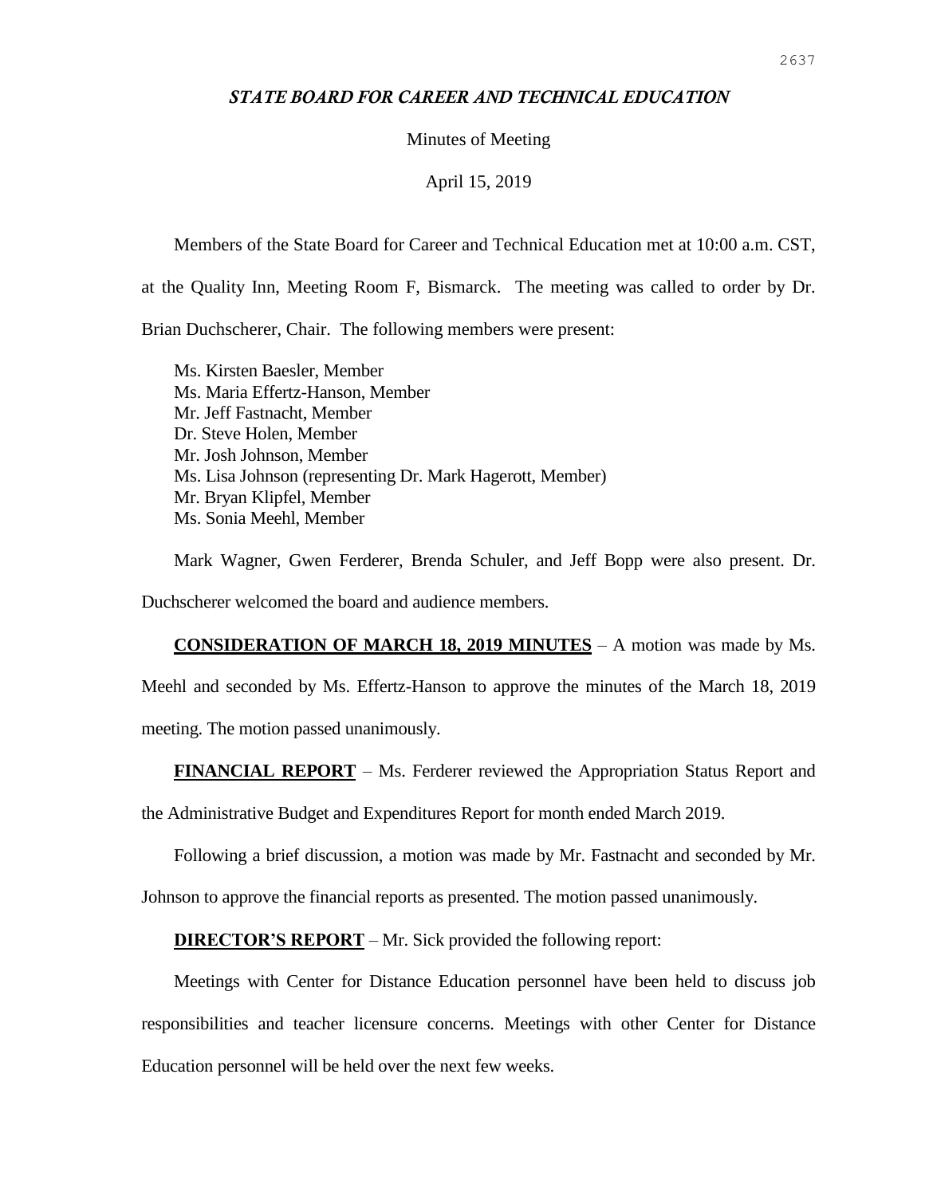# *STATE BOARD FOR CAREER AND TECHNICAL EDUCATION*

Minutes of Meeting

April 15, 2019

Members of the State Board for Career and Technical Education met at 10:00 a.m. CST, at the Quality Inn, Meeting Room F, Bismarck. The meeting was called to order by Dr. Brian Duchscherer, Chair. The following members were present:

Ms. Kirsten Baesler, Member
Ms. Maria Effertz-Hanson, Member
Mr. Jeff Fastnacht, Member
Dr. Steve Holen, Member
Mr. Josh Johnson, Member
Ms. Lisa Johnson (representing Dr. Mark Hagerott, Member)
Mr. Bryan Klipfel, Member
Ms. Sonia Meehl, Member

Mark Wagner, Gwen Ferderer, Brenda Schuler, and Jeff Bopp were also present. Dr. Duchscherer welcomed the board and audience members.

**CONSIDERATION OF MARCH 18, 2019 MINUTES** – A motion was made by Ms. Meehl and seconded by Ms. Effertz-Hanson to approve the minutes of the March 18, 2019 meeting. The motion passed unanimously.

**FINANCIAL REPORT** – Ms. Ferderer reviewed the Appropriation Status Report and the Administrative Budget and Expenditures Report for month ended March 2019.

Following a brief discussion, a motion was made by Mr. Fastnacht and seconded by Mr. Johnson to approve the financial reports as presented. The motion passed unanimously.

**DIRECTOR'S REPORT** – Mr. Sick provided the following report:

Meetings with Center for Distance Education personnel have been held to discuss job responsibilities and teacher licensure concerns. Meetings with other Center for Distance Education personnel will be held over the next few weeks.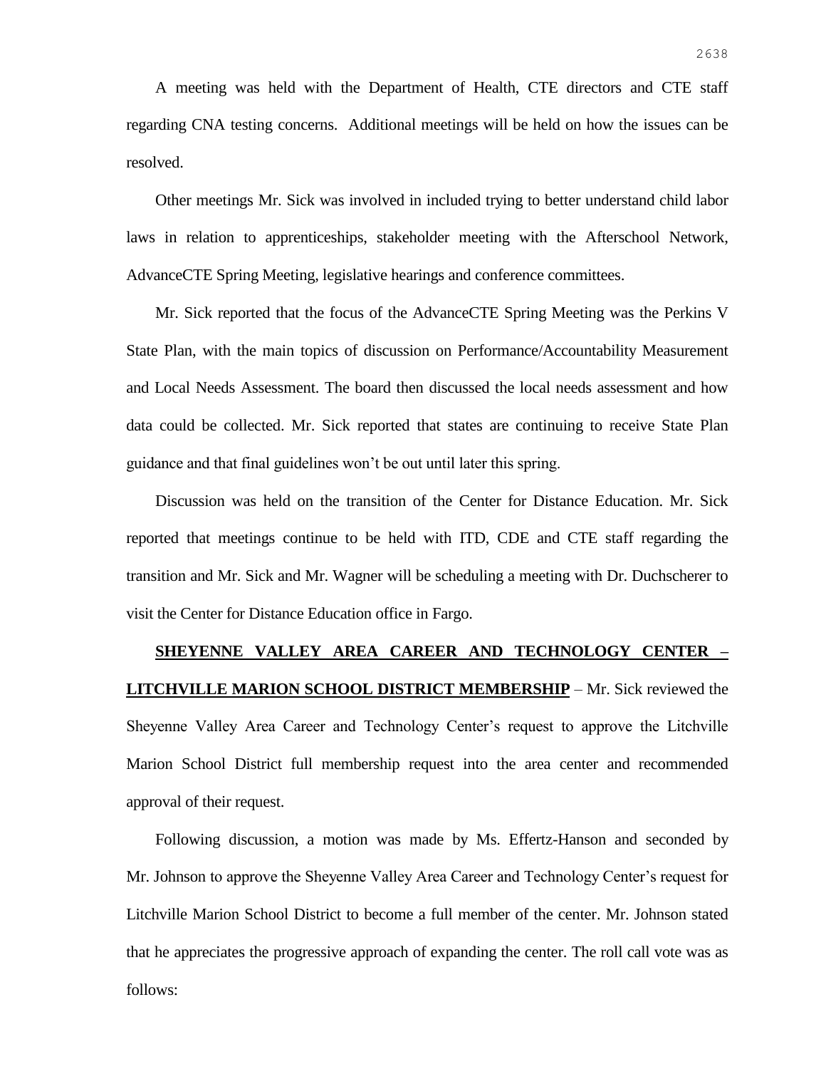A meeting was held with the Department of Health, CTE directors and CTE staff regarding CNA testing concerns. Additional meetings will be held on how the issues can be resolved.

Other meetings Mr. Sick was involved in included trying to better understand child labor laws in relation to apprenticeships, stakeholder meeting with the Afterschool Network, AdvanceCTE Spring Meeting, legislative hearings and conference committees.

Mr. Sick reported that the focus of the AdvanceCTE Spring Meeting was the Perkins V State Plan, with the main topics of discussion on Performance/Accountability Measurement and Local Needs Assessment. The board then discussed the local needs assessment and how data could be collected. Mr. Sick reported that states are continuing to receive State Plan guidance and that final guidelines won't be out until later this spring.

Discussion was held on the transition of the Center for Distance Education. Mr. Sick reported that meetings continue to be held with ITD, CDE and CTE staff regarding the transition and Mr. Sick and Mr. Wagner will be scheduling a meeting with Dr. Duchscherer to visit the Center for Distance Education office in Fargo.

**SHEYENNE VALLEY AREA CAREER AND TECHNOLOGY CENTER – LITCHVILLE MARION SCHOOL DISTRICT MEMBERSHIP** – Mr. Sick reviewed the Sheyenne Valley Area Career and Technology Center's request to approve the Litchville Marion School District full membership request into the area center and recommended approval of their request.

Following discussion, a motion was made by Ms. Effertz-Hanson and seconded by Mr. Johnson to approve the Sheyenne Valley Area Career and Technology Center's request for Litchville Marion School District to become a full member of the center. Mr. Johnson stated that he appreciates the progressive approach of expanding the center. The roll call vote was as follows: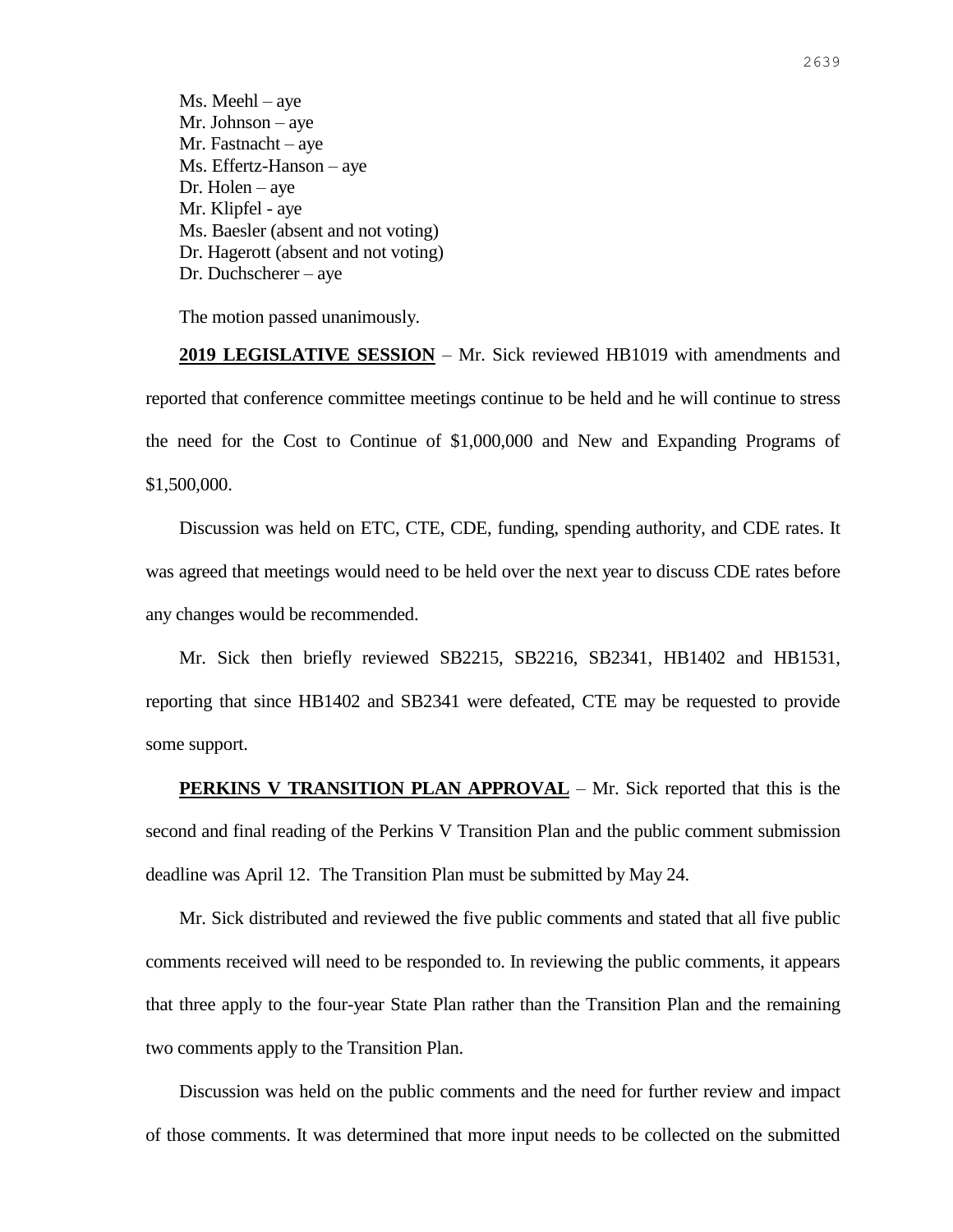Ms. Meehl – aye  
Mr. Johnson – aye  
Mr. Fastnacht – aye  
Ms. Effertz-Hanson – aye  
Dr. Holen – aye  
Mr. Klipfel - aye  
Ms. Baesler (absent and not voting)  
Dr. Hagerott (absent and not voting)  
Dr. Duchscherer – aye

The motion passed unanimously.

**2019 LEGISLATIVE SESSION** – Mr. Sick reviewed HB1019 with amendments and reported that conference committee meetings continue to be held and he will continue to stress the need for the Cost to Continue of $1,000,000 and New and Expanding Programs of $1,500,000.

Discussion was held on ETC, CTE, CDE, funding, spending authority, and CDE rates. It was agreed that meetings would need to be held over the next year to discuss CDE rates before any changes would be recommended.

Mr. Sick then briefly reviewed SB2215, SB2216, SB2341, HB1402 and HB1531, reporting that since HB1402 and SB2341 were defeated, CTE may be requested to provide some support.

**PERKINS V TRANSITION PLAN APPROVAL** – Mr. Sick reported that this is the second and final reading of the Perkins V Transition Plan and the public comment submission deadline was April 12. The Transition Plan must be submitted by May 24.

Mr. Sick distributed and reviewed the five public comments and stated that all five public comments received will need to be responded to. In reviewing the public comments, it appears that three apply to the four-year State Plan rather than the Transition Plan and the remaining two comments apply to the Transition Plan.

Discussion was held on the public comments and the need for further review and impact of those comments. It was determined that more input needs to be collected on the submitted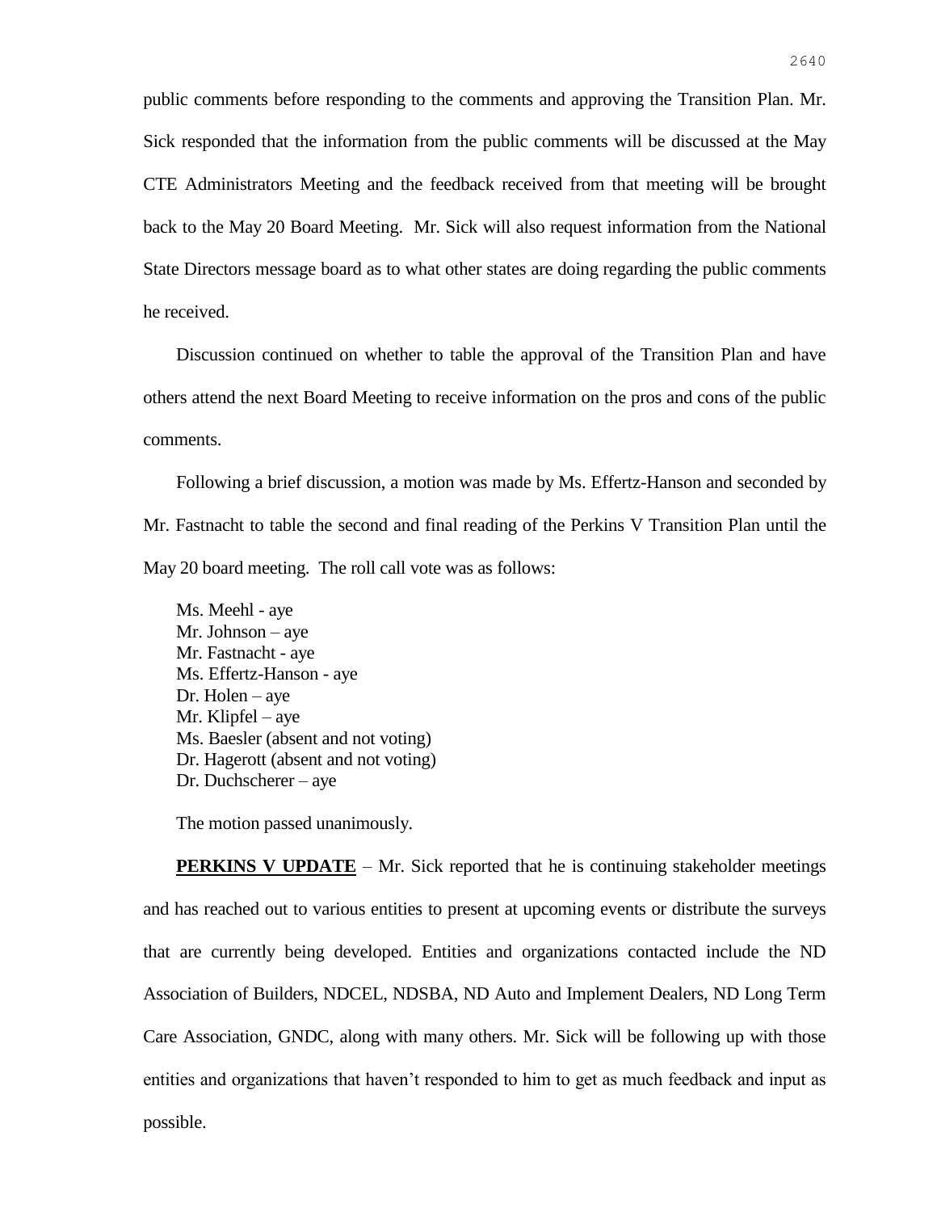public comments before responding to the comments and approving the Transition Plan. Mr. Sick responded that the information from the public comments will be discussed at the May CTE Administrators Meeting and the feedback received from that meeting will be brought back to the May 20 Board Meeting. Mr. Sick will also request information from the National State Directors message board as to what other states are doing regarding the public comments he received.

Discussion continued on whether to table the approval of the Transition Plan and have others attend the next Board Meeting to receive information on the pros and cons of the public comments.

Following a brief discussion, a motion was made by Ms. Effertz-Hanson and seconded by Mr. Fastnacht to table the second and final reading of the Perkins V Transition Plan until the May 20 board meeting. The roll call vote was as follows:

Ms. Meehl - aye
Mr. Johnson – aye
Mr. Fastnacht - aye
Ms. Effertz-Hanson - aye
Dr. Holen – aye
Mr. Klipfel – aye
Ms. Baesler (absent and not voting)
Dr. Hagerott (absent and not voting)
Dr. Duchscherer – aye

The motion passed unanimously.

**PERKINS V UPDATE** – Mr. Sick reported that he is continuing stakeholder meetings and has reached out to various entities to present at upcoming events or distribute the surveys that are currently being developed. Entities and organizations contacted include the ND Association of Builders, NDCEL, NDSBA, ND Auto and Implement Dealers, ND Long Term Care Association, GNDC, along with many others. Mr. Sick will be following up with those entities and organizations that haven't responded to him to get as much feedback and input as possible.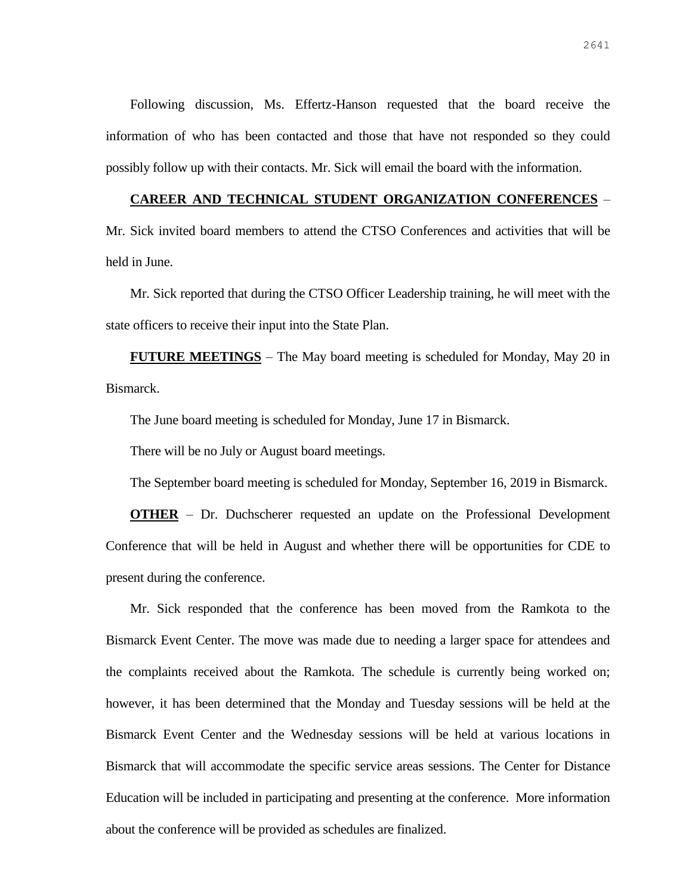Following discussion, Ms. Effertz-Hanson requested that the board receive the information of who has been contacted and those that have not responded so they could possibly follow up with their contacts. Mr. Sick will email the board with the information.

**CAREER AND TECHNICAL STUDENT ORGANIZATION CONFERENCES** – Mr. Sick invited board members to attend the CTSO Conferences and activities that will be held in June.

Mr. Sick reported that during the CTSO Officer Leadership training, he will meet with the state officers to receive their input into the State Plan.

**FUTURE MEETINGS** – The May board meeting is scheduled for Monday, May 20 in Bismarck.

The June board meeting is scheduled for Monday, June 17 in Bismarck.

There will be no July or August board meetings.

The September board meeting is scheduled for Monday, September 16, 2019 in Bismarck.

**OTHER** – Dr. Duchscherer requested an update on the Professional Development Conference that will be held in August and whether there will be opportunities for CDE to present during the conference.

Mr. Sick responded that the conference has been moved from the Ramkota to the Bismarck Event Center. The move was made due to needing a larger space for attendees and the complaints received about the Ramkota. The schedule is currently being worked on; however, it has been determined that the Monday and Tuesday sessions will be held at the Bismarck Event Center and the Wednesday sessions will be held at various locations in Bismarck that will accommodate the specific service areas sessions. The Center for Distance Education will be included in participating and presenting at the conference. More information about the conference will be provided as schedules are finalized.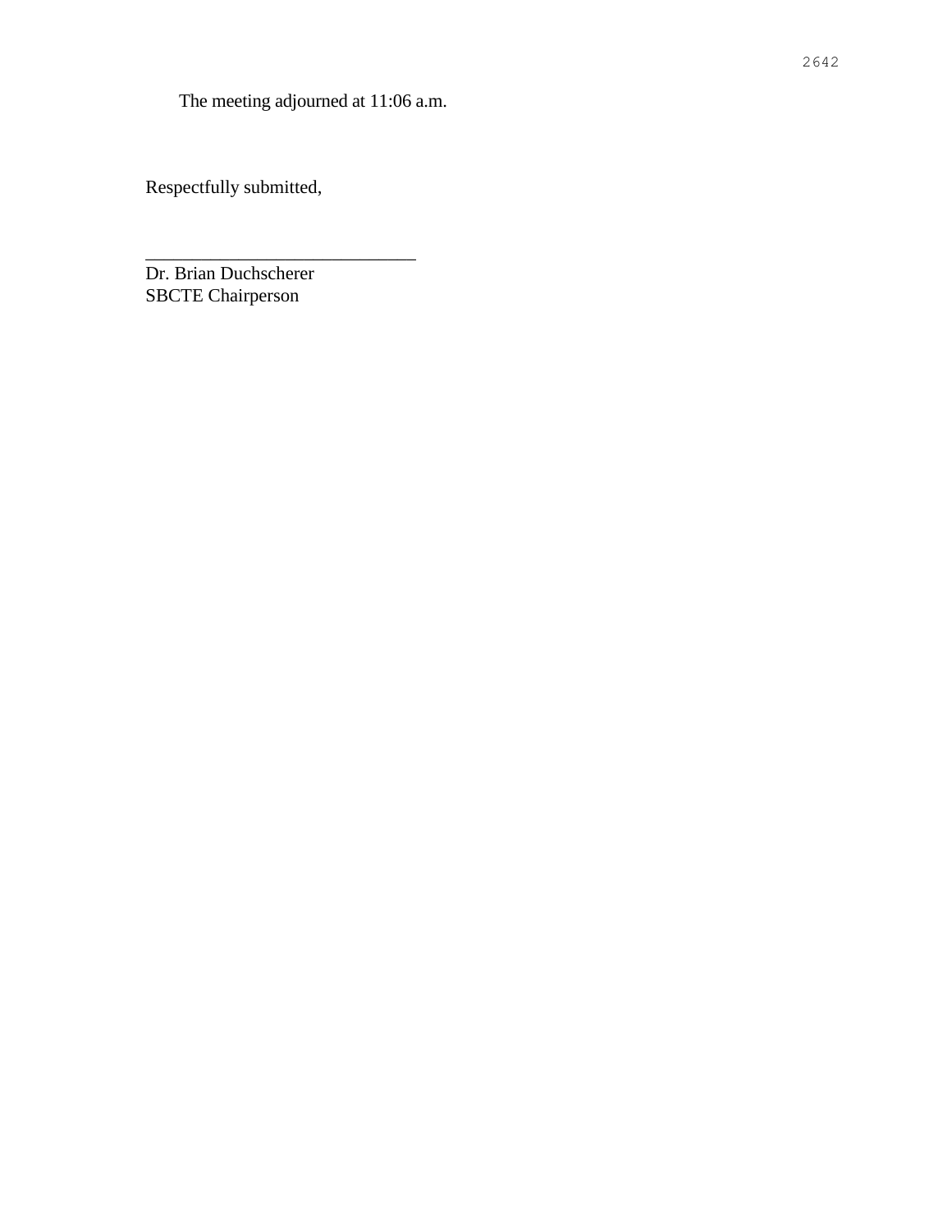The meeting adjourned at 11:06 a.m.

Respectfully submitted,

______________________________
Dr. Brian Duchscherer
SBCTE Chairperson